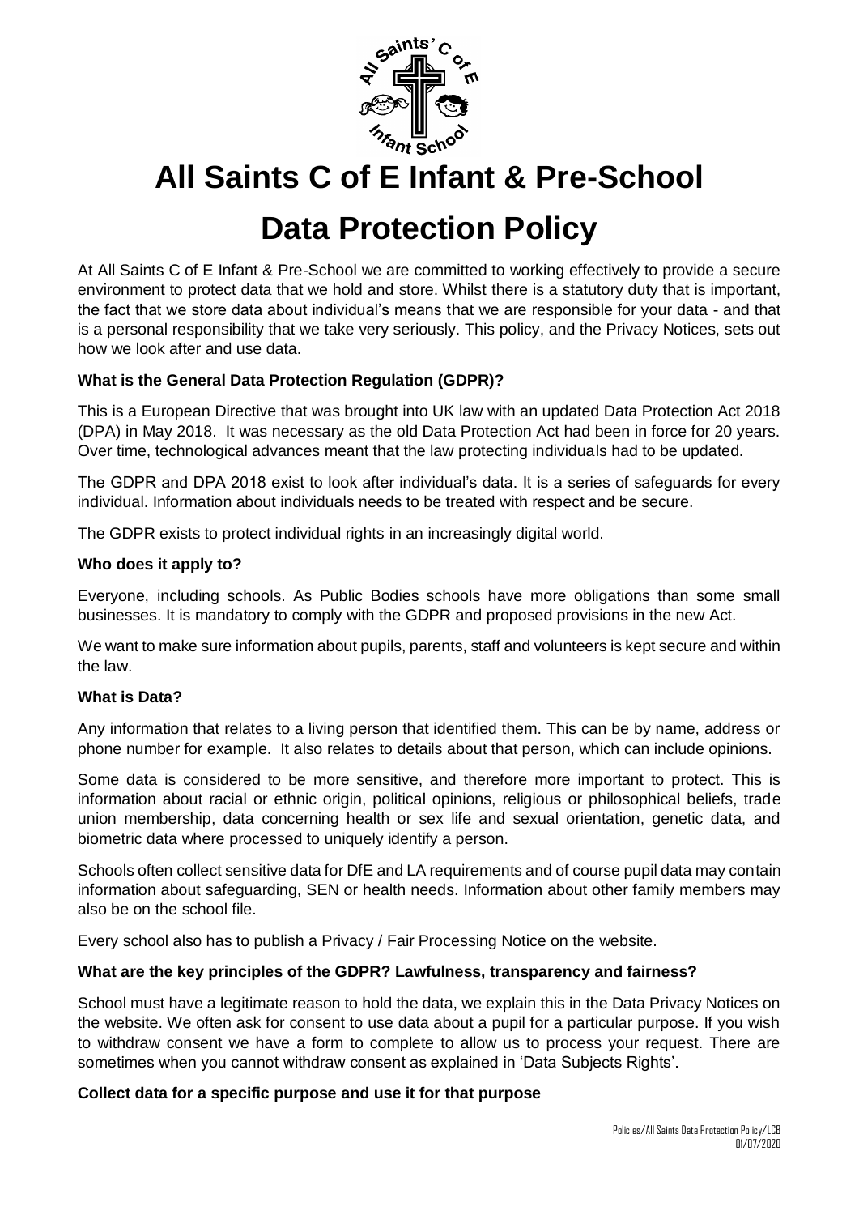# All Saints C of E Infant & Pre-School

# Data Protection Policy

At All Saints C of E Infant & Pre-School we are committed to working effectively to provide a secure environment to protect data that we hold and store. Whilst there is a statutory duty that is important, the fact that we store data about individual's means that we are responsible for your data - and that is a personal responsibility that we take very seriously. This policy, and the Privacy Notices, sets out how we look after and use data.

**What is the General Data Protection Regulation (GDPR)?**

This is a European Directive that was brought into UK law with an updated Data Protection Act 2018 (DPA) in May 2018. It was necessary as the old Data Protection Act had been in force for 20 years. Over time, technological advances meant that the law protecting individuals had to be updated.

The GDPR and DPA 2018 exist to look after individual's data. It is a series of safeguards for every individual. Information about individuals needs to be treated with respect and be secure.

The GDPR exists to protect individual rights in an increasingly digital world.

**Who does it apply to?**

Everyone, including schools. As Public Bodies schools have more obligations than some small businesses. It is mandatory to comply with the GDPR and proposed provisions in the new Act.

We want to make sure information about pupils, parents, staff and volunteers is kept secure and within the law.

**What is Data?**

Any information that relates to a living person that identified them. This can be by name, address or phone number for example. It also relates to details about that person, which can include opinions.

Some data is considered to be more sensitive, and therefore more important to protect. This is information about racial or ethnic origin, political opinions, religious or philosophical beliefs, trade union membership, data concerning health or sex life and sexual orientation, genetic data, and biometric data where processed to uniquely identify a person.

Schools often collect sensitive data for DfE and LA requirements and of course pupil data may contain information about safeguarding, SEN or health needs. Information about other family members may also be on the school file.

Every school also has to publish a Privacy / Fair Processing Notice on the website.

**What are the key principles of the GDPR? Lawfulness, transparency and fairness?**

School must have a legitimate reason to hold the data, we explain this in the Data Privacy Notices on the website. We often ask for consent to use data about a pupil for a particular purpose. If you wish to withdraw consent we have a form to complete to allow us to process your request. There are sometimes when you cannot withdraw consent as explained in 'Data Subjects Rights'.

**Collect data for a specific purpose and use it for that purpose**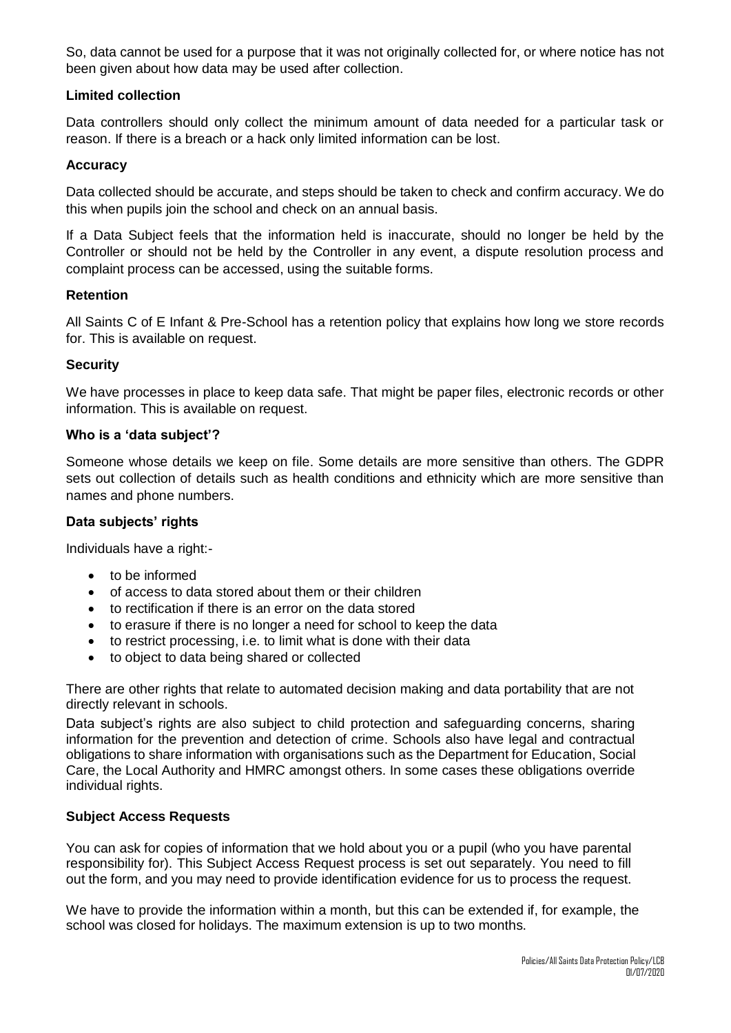So, data cannot be used for a purpose that it was not originally collected for, or where notice has not been given about how data may be used after collection.

**Limited collection**

Data controllers should only collect the minimum amount of data needed for a particular task or reason. If there is a breach or a hack only limited information can be lost.

**Accuracy**

Data collected should be accurate, and steps should be taken to check and confirm accuracy. We do this when pupils join the school and check on an annual basis.

If a Data Subject feels that the information held is inaccurate, should no longer be held by the Controller or should not be held by the Controller in any event, a dispute resolution process and complaint process can be accessed, using the suitable forms.

**Retention**

All Saints C of E Infant & Pre-School has a retention policy that explains how long we store records for. This is available on request.

**Security**

We have processes in place to keep data safe. That might be paper files, electronic records or other information. This is available on request.

**Who is a 'data subject'?**

Someone whose details we keep on file. Some details are more sensitive than others. The GDPR sets out collection of details such as health conditions and ethnicity which are more sensitive than names and phone numbers.

**Data subjects' rights**

Individuals have a right:-

- to be informed
- of access to data stored about them or their children
- to rectification if there is an error on the data stored
- to erasure if there is no longer a need for school to keep the data
- to restrict processing, i.e. to limit what is done with their data
- to object to data being shared or collected

There are other rights that relate to automated decision making and data portability that are not directly relevant in schools.

Data subject's rights are also subject to child protection and safeguarding concerns, sharing information for the prevention and detection of crime. Schools also have legal and contractual obligations to share information with organisations such as the Department for Education, Social Care, the Local Authority and HMRC amongst others. In some cases these obligations override individual rights.

**Subject Access Requests**

You can ask for copies of information that we hold about you or a pupil (who you have parental responsibility for). This Subject Access Request process is set out separately. You need to fill out the form, and you may need to provide identification evidence for us to process the request.

We have to provide the information within a month, but this can be extended if, for example, the school was closed for holidays. The maximum extension is up to two months.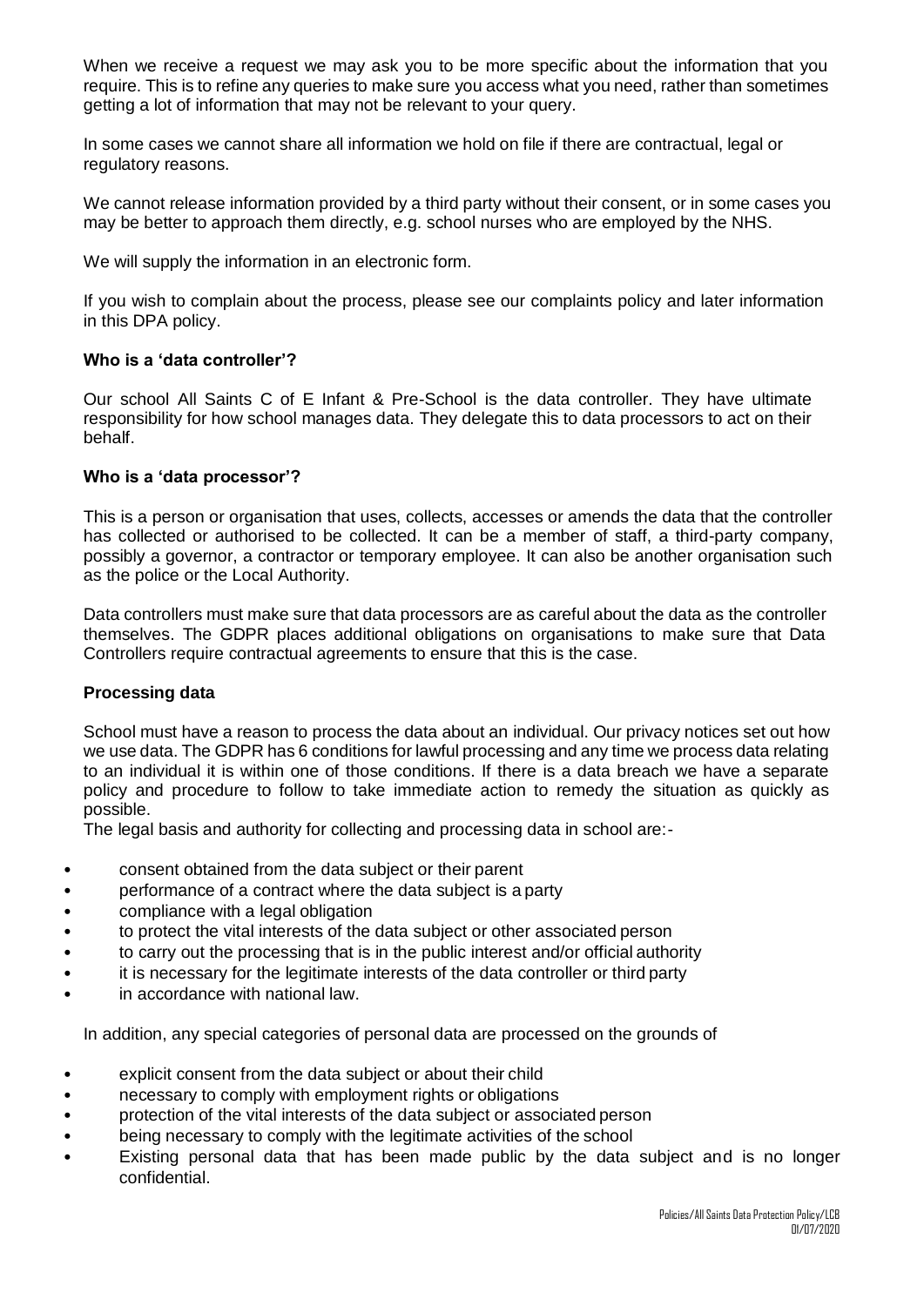When we receive a request we may ask you to be more specific about the information that you require. This is to refine any queries to make sure you access what you need, rather than sometimes getting a lot of information that may not be relevant to your query.

In some cases we cannot share all information we hold on file if there are contractual, legal or regulatory reasons.

We cannot release information provided by a third party without their consent, or in some cases you may be better to approach them directly, e.g. school nurses who are employed by the NHS.

We will supply the information in an electronic form.

If you wish to complain about the process, please see our complaints policy and later information in this DPA policy.

**Who is a 'data controller'?**

Our school All Saints C of E Infant & Pre-School is the data controller. They have ultimate responsibility for how school manages data. They delegate this to data processors to act on their behalf.

**Who is a 'data processor'?**

This is a person or organisation that uses, collects, accesses or amends the data that the controller has collected or authorised to be collected. It can be a member of staff, a third-party company, possibly a governor, a contractor or temporary employee. It can also be another organisation such as the police or the Local Authority.

Data controllers must make sure that data processors are as careful about the data as the controller themselves. The GDPR places additional obligations on organisations to make sure that Data Controllers require contractual agreements to ensure that this is the case.

**Processing data**

School must have a reason to process the data about an individual. Our privacy notices set out how we use data. The GDPR has 6 conditions for lawful processing and any time we process data relating to an individual it is within one of those conditions. If there is a data breach we have a separate policy and procedure to follow to take immediate action to remedy the situation as quickly as possible.

The legal basis and authority for collecting and processing data in school are:-

- consent obtained from the data subject or their parent
- performance of a contract where the data subject is a party
- compliance with a legal obligation
- to protect the vital interests of the data subject or other associated person
- to carry out the processing that is in the public interest and/or official authority
- it is necessary for the legitimate interests of the data controller or third party
- in accordance with national law.

In addition, any special categories of personal data are processed on the grounds of

- explicit consent from the data subject or about their child
- necessary to comply with employment rights or obligations
- protection of the vital interests of the data subject or associated person
- being necessary to comply with the legitimate activities of the school
- Existing personal data that has been made public by the data subject and is no longer confidential.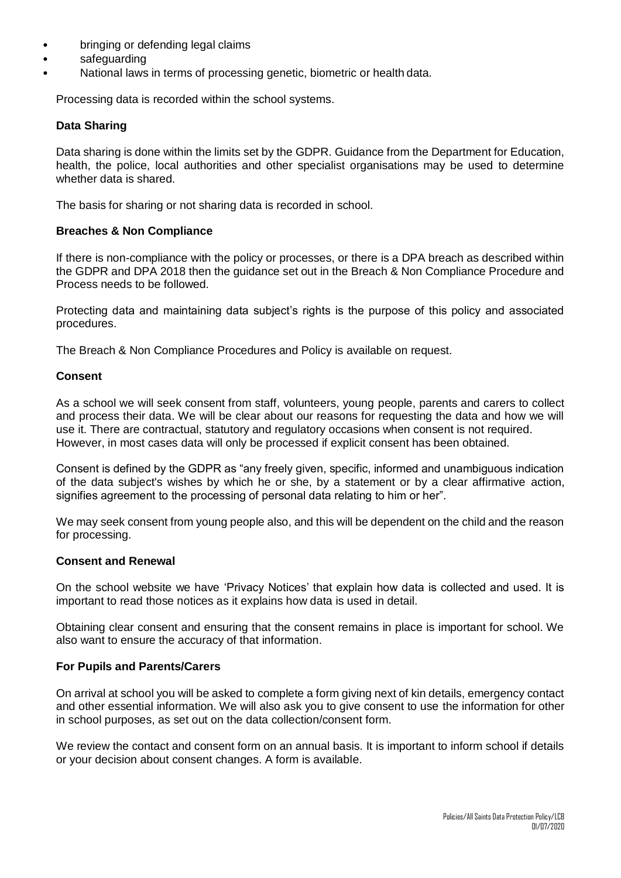- bringing or defending legal claims
- safeguarding
- National laws in terms of processing genetic, biometric or health data.

Processing data is recorded within the school systems.

**Data Sharing**

Data sharing is done within the limits set by the GDPR. Guidance from the Department for Education, health, the police, local authorities and other specialist organisations may be used to determine whether data is shared.

The basis for sharing or not sharing data is recorded in school.

**Breaches & Non Compliance**

If there is non-compliance with the policy or processes, or there is a DPA breach as described within the GDPR and DPA 2018 then the guidance set out in the Breach & Non Compliance Procedure and Process needs to be followed.

Protecting data and maintaining data subject's rights is the purpose of this policy and associated procedures.

The Breach & Non Compliance Procedures and Policy is available on request.

**Consent**

As a school we will seek consent from staff, volunteers, young people, parents and carers to collect and process their data. We will be clear about our reasons for requesting the data and how we will use it. There are contractual, statutory and regulatory occasions when consent is not required. However, in most cases data will only be processed if explicit consent has been obtained.

Consent is defined by the GDPR as "any freely given, specific, informed and unambiguous indication of the data subject's wishes by which he or she, by a statement or by a clear affirmative action, signifies agreement to the processing of personal data relating to him or her".

We may seek consent from young people also, and this will be dependent on the child and the reason for processing.

**Consent and Renewal**

On the school website we have 'Privacy Notices' that explain how data is collected and used. It is important to read those notices as it explains how data is used in detail.

Obtaining clear consent and ensuring that the consent remains in place is important for school. We also want to ensure the accuracy of that information.

**For Pupils and Parents/Carers**

On arrival at school you will be asked to complete a form giving next of kin details, emergency contact and other essential information. We will also ask you to give consent to use the information for other in school purposes, as set out on the data collection/consent form.

We review the contact and consent form on an annual basis. It is important to inform school if details or your decision about consent changes. A form is available.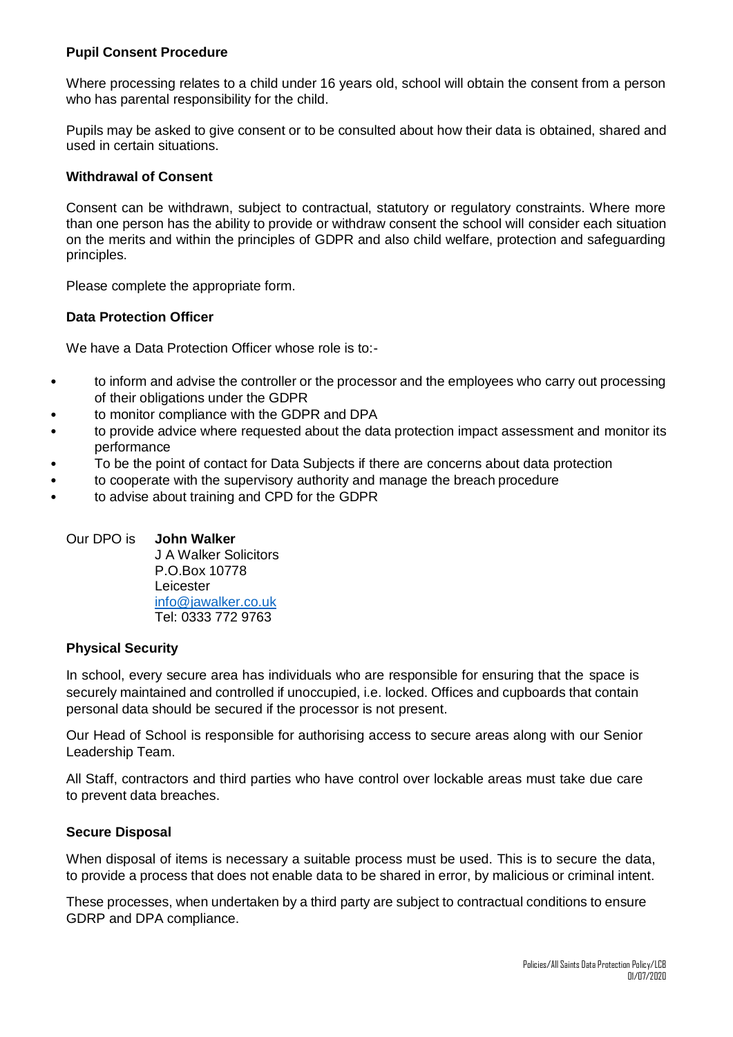**Pupil Consent Procedure**

Where processing relates to a child under 16 years old, school will obtain the consent from a person who has parental responsibility for the child.

Pupils may be asked to give consent or to be consulted about how their data is obtained, shared and used in certain situations.

**Withdrawal of Consent**

Consent can be withdrawn, subject to contractual, statutory or regulatory constraints. Where more than one person has the ability to provide or withdraw consent the school will consider each situation on the merits and within the principles of GDPR and also child welfare, protection and safeguarding principles.

Please complete the appropriate form.

**Data Protection Officer**

We have a Data Protection Officer whose role is to:-

- to inform and advise the controller or the processor and the employees who carry out processing of their obligations under the GDPR
- to monitor compliance with the GDPR and DPA
- to provide advice where requested about the data protection impact assessment and monitor its performance
- To be the point of contact for Data Subjects if there are concerns about data protection
- to cooperate with the supervisory authority and manage the breach procedure
- to advise about training and CPD for the GDPR

Our DPO is **John Walker**
J A Walker Solicitors
P.O.Box 10778
Leicester
info@jawalker.co.uk
Tel: 0333 772 9763

**Physical Security**

In school, every secure area has individuals who are responsible for ensuring that the space is securely maintained and controlled if unoccupied, i.e. locked. Offices and cupboards that contain personal data should be secured if the processor is not present.

Our Head of School is responsible for authorising access to secure areas along with our Senior Leadership Team.

All Staff, contractors and third parties who have control over lockable areas must take due care to prevent data breaches.

**Secure Disposal**

When disposal of items is necessary a suitable process must be used. This is to secure the data, to provide a process that does not enable data to be shared in error, by malicious or criminal intent.

These processes, when undertaken by a third party are subject to contractual conditions to ensure GDRP and DPA compliance.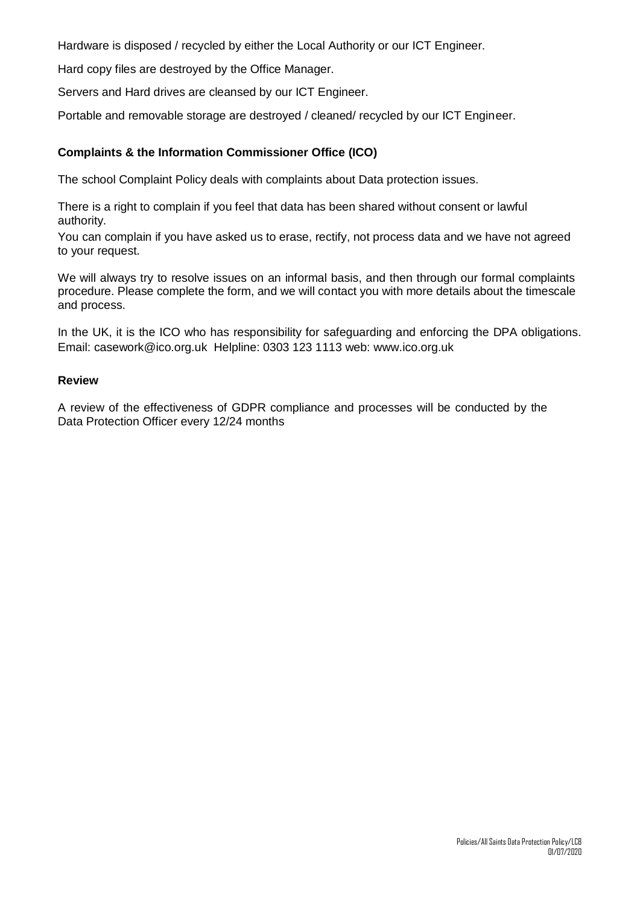Hardware is disposed / recycled by either the Local Authority or our ICT Engineer.

Hard copy files are destroyed by the Office Manager.

Servers and Hard drives are cleansed by our ICT Engineer.

Portable and removable storage are destroyed / cleaned/ recycled by our ICT Engineer.

**Complaints & the Information Commissioner Office (ICO)**

The school Complaint Policy deals with complaints about Data protection issues.

There is a right to complain if you feel that data has been shared without consent or lawful authority.
You can complain if you have asked us to erase, rectify, not process data and we have not agreed to your request.

We will always try to resolve issues on an informal basis, and then through our formal complaints procedure. Please complete the form, and we will contact you with more details about the timescale and process.

In the UK, it is the ICO who has responsibility for safeguarding and enforcing the DPA obligations.
Email: casework@ico.org.uk Helpline: 0303 123 1113 web: www.ico.org.uk

**Review**

A review of the effectiveness of GDPR compliance and processes will be conducted by the Data Protection Officer every 12/24 months